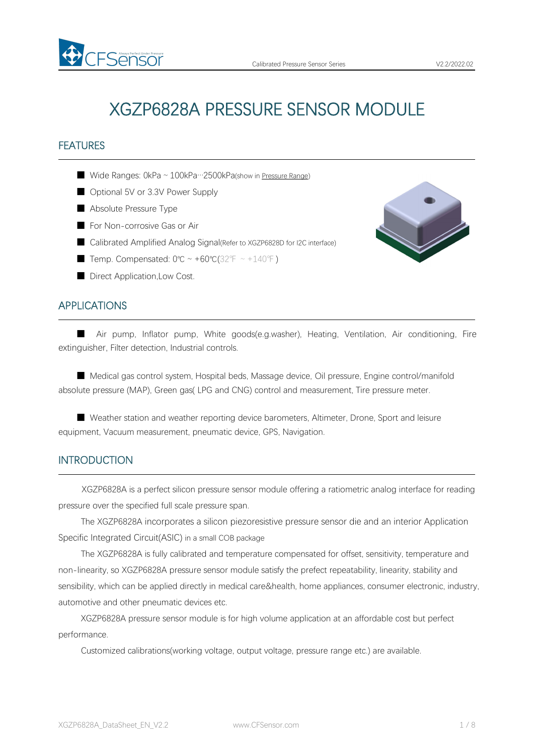# XGZP6828A PRESSURE SENSOR MODULE

## FEATURES

- Wide Ranges: 0kPa ~ 100kPa···2500kPa(show in Pressure Range)
- Optional 5V or 3.3V Power Supply
- Absolute Pressure Type
- For Non-corrosive Gas or Air
- Calibrated Amplified Analog Signal(Refer to XGZP6828D for I2C interface)
- Temp. Compensated: 0℃ ~ +60℃(32℉ ~ +140℉ )
- Direct Application,Low Cost.

## APPLICATIONS

- Air pump, Inflator pump, White goods(e.g.washer), Heating, Ventilation, Air conditioning, Fire extinguisher, Filter detection, Industrial controls.

- Medical gas control system, Hospital beds, Massage device, Oil pressure, Engine control/manifold absolute pressure (MAP), Green gas( LPG and CNG) control and measurement, Tire pressure meter.

- Weather station and weather reporting device barometers, Altimeter, Drone, Sport and leisure equipment, Vacuum measurement, pneumatic device, GPS, Navigation.

## INTRODUCTION

XGZP6828A is a perfect silicon pressure sensor module offering a ratiometric analog interface for reading pressure over the specified full scale pressure span.

The XGZP6828A incorporates a silicon piezoresistive pressure sensor die and an interior Application Specific Integrated Circuit(ASIC) in a small COB package

The XGZP6828A is fully calibrated and temperature compensated for offset, sensitivity, temperature and non-linearity, so XGZP6828A pressure sensor module satisfy the prefect repeatability, linearity, stability and sensibility, which can be applied directly in medical care&health, home appliances, consumer electronic, industry, automotive and other pneumatic devices etc.

XGZP6828A pressure sensor module is for high volume application at an affordable cost but perfect performance.

Customized calibrations(working voltage, output voltage, pressure range etc.) are available.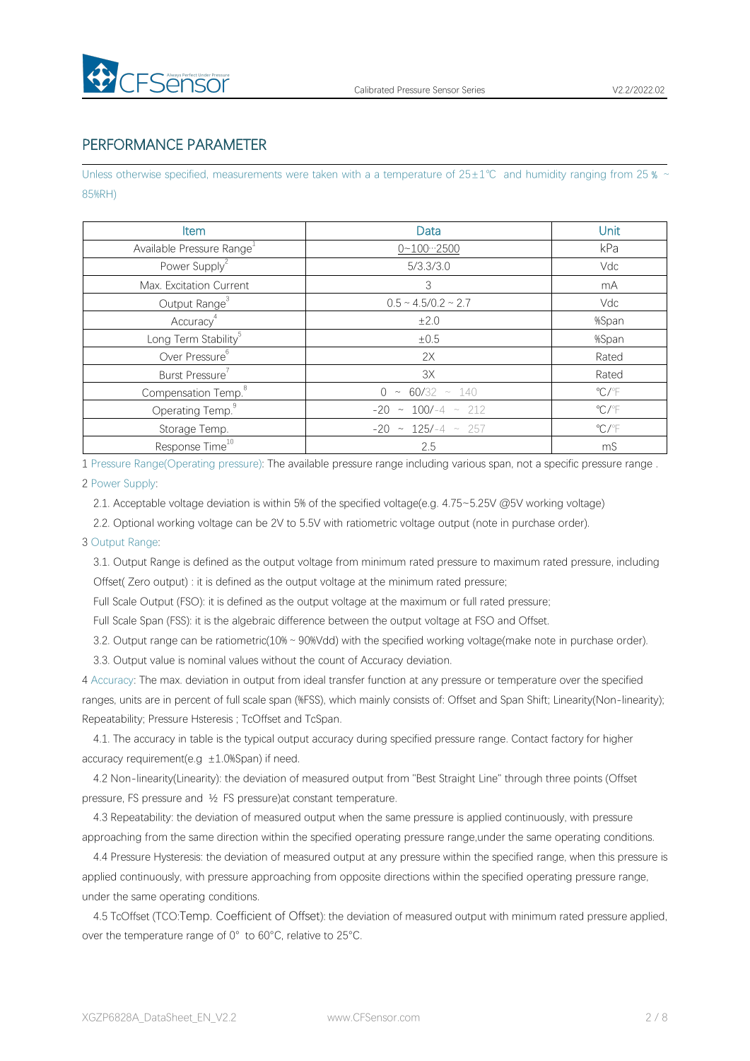## PERFORMANCE PARAMETER

Unless otherwise specified, measurements were taken with a a temperature of 25±1℃ and humidity ranging from 25 % ~ 85%RH)

| Item | Data | Unit |
|---|---|---|
| Available Pressure Range[1] | 0~100⋯2500 | kPa |
| Power Supply[2] | 5/3.3/3.0 | Vdc |
| Max. Excitation Current | 3 | mA |
| Output Range[3] | 0.5 ~ 4.5/0.2 ~ 2.7 | Vdc |
| Accuracy[4] | ±2.0 | %Span |
| Long Term Stability[5] | ±0.5 | %Span |
| Over Pressure[6] | 2X | Rated |
| Burst Pressure[7] | 3X | Rated |
| Compensation Temp.[8] | 0 ~ 60/32 ~ 140 | ℃/℉ |
| Operating Temp.[9] | -20 ~ 100/-4 ~ 212 | ℃/℉ |
| Storage Temp. | -20 ~ 125/-4 ~ 257 | ℃/℉ |
| Response Time[10] | 2.5 | mS |

1 Pressure Range(Operating pressure): The available pressure range including various span, not a specific pressure range .

2 Power Supply:

2.1. Acceptable voltage deviation is within 5% of the specified voltage(e.g. 4.75~5.25V @5V working voltage)

2.2. Optional working voltage can be 2V to 5.5V with ratiometric voltage output (note in purchase order).

3 Output Range:

3.1. Output Range is defined as the output voltage from minimum rated pressure to maximum rated pressure, including Offset( Zero output) : it is defined as the output voltage at the minimum rated pressure;

Full Scale Output (FSO): it is defined as the output voltage at the maximum or full rated pressure;

Full Scale Span (FSS): it is the algebraic difference between the output voltage at FSO and Offset.

3.2. Output range can be ratiometric(10% ~ 90%Vdd) with the specified working voltage(make note in purchase order).

3.3. Output value is nominal values without the count of Accuracy deviation.

4 Accuracy: The max. deviation in output from ideal transfer function at any pressure or temperature over the specified ranges, units are in percent of full scale span (%FSS), which mainly consists of: Offset and Span Shift; Linearity(Non-linearity); Repeatability; Pressure Hsteresis ; TcOffset and TcSpan.

4.1. The accuracy in table is the typical output accuracy during specified pressure range. Contact factory for higher accuracy requirement(e.g ±1.0%Span) if need.

4.2 Non-linearity(Linearity): the deviation of measured output from "Best Straight Line" through three points (Offset pressure, FS pressure and ½ FS pressure)at constant temperature.

4.3 Repeatability: the deviation of measured output when the same pressure is applied continuously, with pressure approaching from the same direction within the specified operating pressure range,under the same operating conditions.

4.4 Pressure Hysteresis: the deviation of measured output at any pressure within the specified range, when this pressure is applied continuously, with pressure approaching from opposite directions within the specified operating pressure range, under the same operating conditions.

4.5 TcOffset (TCO:Temp. Coefficient of Offset): the deviation of measured output with minimum rated pressure applied, over the temperature range of 0° to 60°C, relative to 25°C.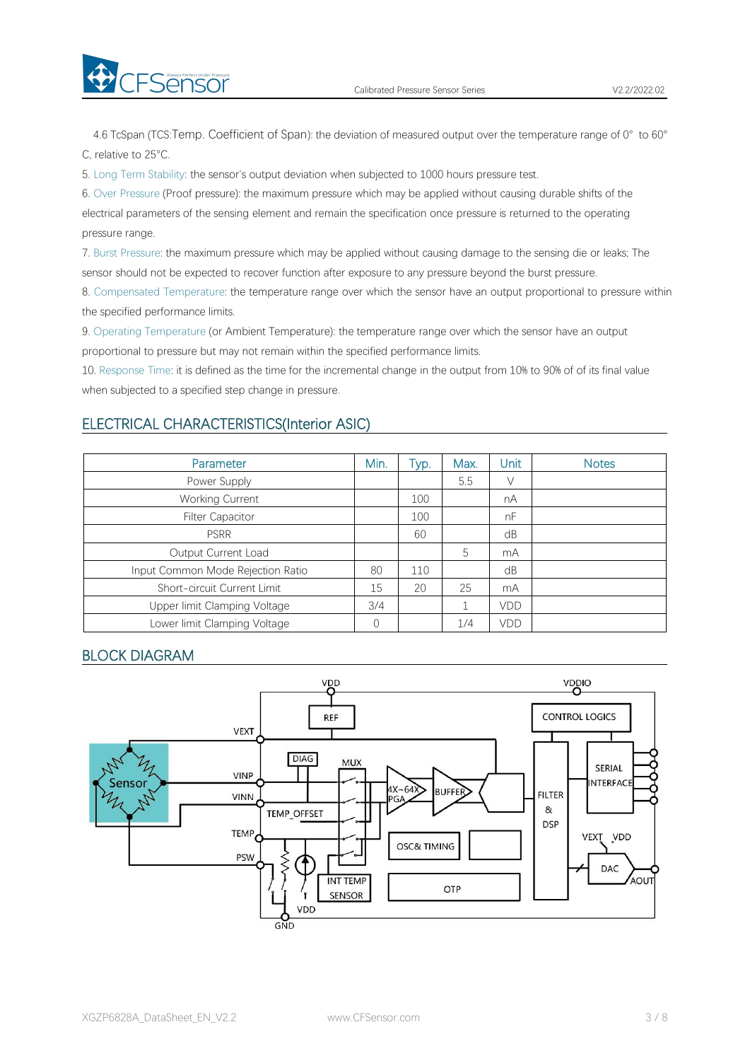4.6 TcSpan (TCS:Temp. Coefficient of Span): the deviation of measured output over the temperature range of 0° to 60° C, relative to 25°C.

5. Long Term Stability: the sensor's output deviation when subjected to 1000 hours pressure test.

6. Over Pressure (Proof pressure): the maximum pressure which may be applied without causing durable shifts of the electrical parameters of the sensing element and remain the specification once pressure is returned to the operating pressure range.

7. Burst Pressure: the maximum pressure which may be applied without causing damage to the sensing die or leaks; The sensor should not be expected to recover function after exposure to any pressure beyond the burst pressure.

8. Compensated Temperature: the temperature range over which the sensor have an output proportional to pressure within the specified performance limits.

9. Operating Temperature (or Ambient Temperature): the temperature range over which the sensor have an output proportional to pressure but may not remain within the specified performance limits.

10. Response Time: it is defined as the time for the incremental change in the output from 10% to 90% of of its final value when subjected to a specified step change in pressure.

## ELECTRICAL CHARACTERISTICS(Interior ASIC)

| Parameter | Min. | Typ. | Max. | Unit | Notes |
|---|---|---|---|---|---|
| Power Supply | | | 5.5 | V | |
| Working Current | | 100 | | nA | |
| Filter Capacitor | | 100 | | nF | |
| PSRR | | 60 | | dB | |
| Output Current Load | | | 5 | mA | |
| Input Common Mode Rejection Ratio | 80 | 110 | | dB | |
| Short-circuit Current Limit | 15 | 20 | 25 | mA | |
| Upper limit Clamping Voltage | 3/4 | | 1 | VDD | |
| Lower limit Clamping Voltage | 0 | | 1/4 | VDD | |

## BLOCK DIAGRAM

VDD, VDDIO, REF, CONTROL LOGICS, VEXT, DIAG, MUX, Sensor, VINP, VINN, 4X~64X PGA, BUFFER, SERIAL INTERFACE, TEMP_OFFSET, FILTER & DSP, TEMP, OSC& TIMING, VEXT, VDD, PSW, DAC, AOUT, INT TEMP SENSOR, OTP, VDD, GND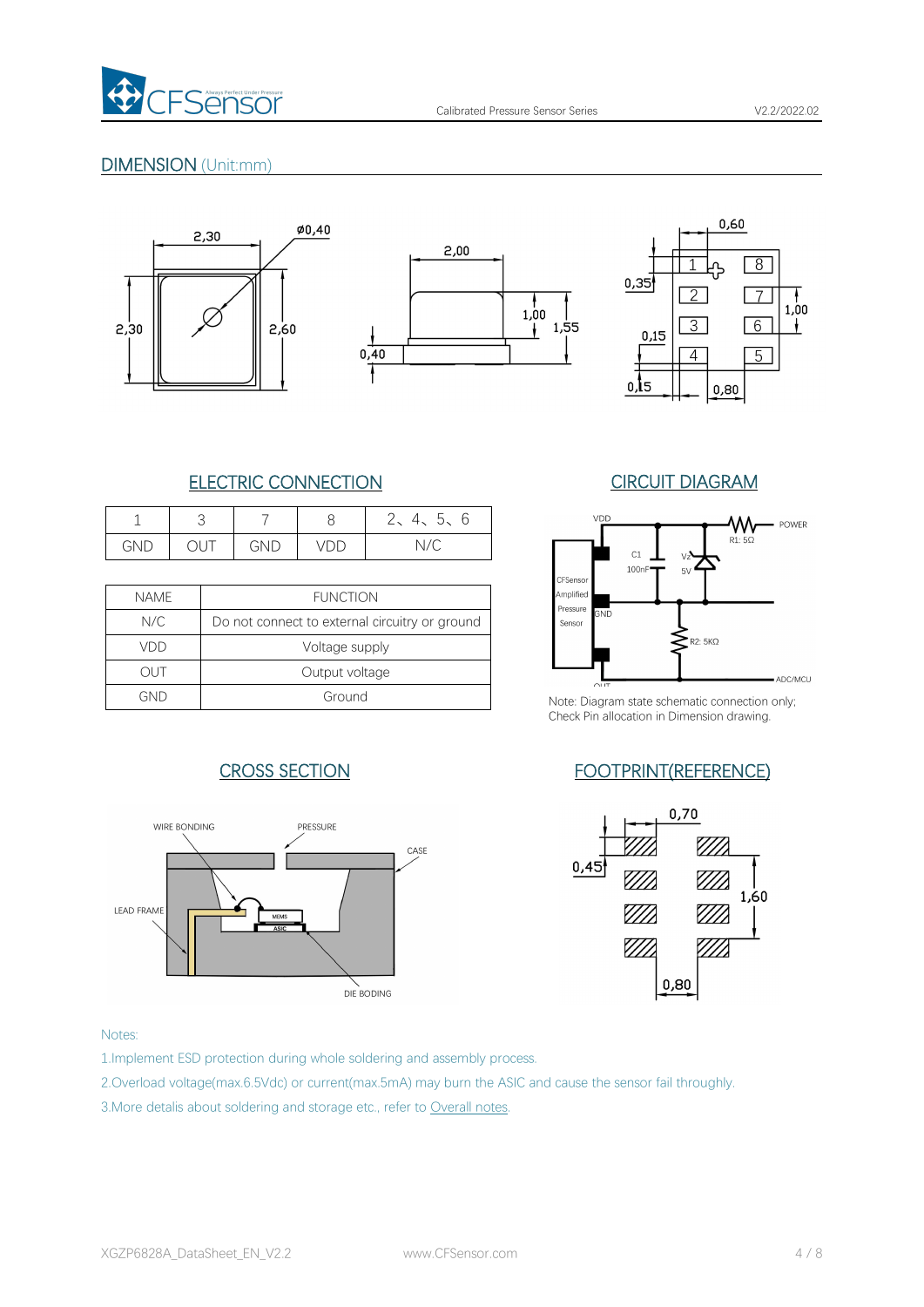## DIMENSION (Unit:mm)

### ELECTRIC CONNECTION

| 1 | 3 | 7 | 8 | 2、4、5、6 |
|---|---|---|---|---|
| GND | OUT | GND | VDD | N/C |

| NAME | FUNCTION |
|---|---|
| N/C | Do not connect to external circuitry or ground |
| VDD | Voltage supply |
| OUT | Output voltage |
| GND | Ground |

### CIRCUIT DIAGRAM

Note: Diagram state schematic connection only; Check Pin allocation in Dimension drawing.

### CROSS SECTION

### FOOTPRINT(REFERENCE)

Notes:

1.Implement ESD protection during whole soldering and assembly process.

2.Overload voltage(max.6.5Vdc) or current(max.5mA) may burn the ASIC and cause the sensor fail throughly.

3.More details about soldering and storage etc., refer to Overall notes.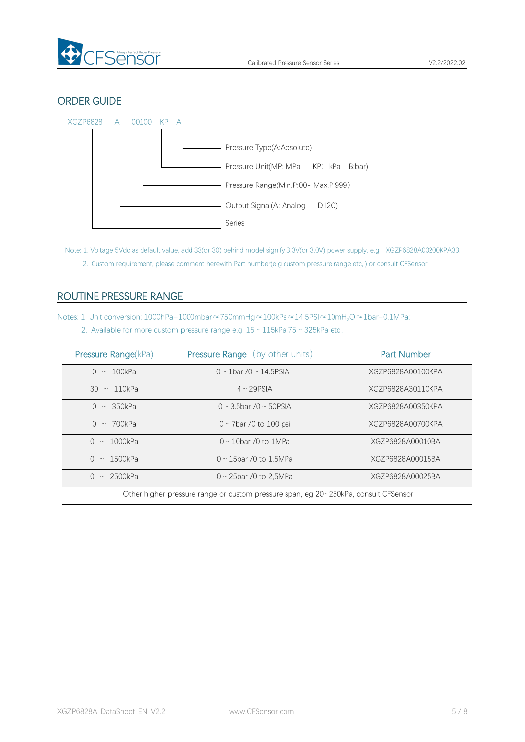## ORDER GUIDE

XGZP6828 A 00100 KP A

- A — Pressure Type(A:Absolute)
- KP — Pressure Unit(MP: MPa KP: kPa B:bar)
- 00100 — Pressure Range(Min.P:00- Max.P:999)
- A — Output Signal(A: Analog D:I2C)
- XGZP6828 — Series

Note: 1. Voltage 5Vdc as default value, add 33(or 30) behind model signify 3.3V(or 3.0V) power supply, e.g. : XGZP6828A00200KPA33.

2. Custom requirement, please comment herewith Part number(e.g custom pressure range etc,.) or consult CFSensor

## ROUTINE PRESSURE RANGE

Notes: 1. Unit conversion: 1000hPa=1000mbar≈750mmHg≈100kPa≈14.5PSI≈10m$H_2O$≈1bar=0.1MPa;

2. Available for more custom pressure range e.g. 15 ~ 115kPa,75 ~ 325kPa etc,.

| Pressure Range(kPa) | Pressure Range (by other units) | Part Number |
|---|---|---|
| 0 ~ 100kPa | 0 ~ 1bar /0 ~ 14.5PSIA | XGZP6828A00100KPA |
| 30 ~ 110kPa | 4 ~ 29PSIA | XGZP6828A30110KPA |
| 0 ~ 350kPa | 0 ~ 3.5bar /0 ~ 50PSIA | XGZP6828A00350KPA |
| 0 ~ 700kPa | 0 ~ 7bar /0 to 100 psi | XGZP6828A00700KPA |
| 0 ~ 1000kPa | 0 ~ 10bar /0 to 1MPa | XGZP6828A00010BA |
| 0 ~ 1500kPa | 0 ~ 15bar /0 to 1.5MPa | XGZP6828A00015BA |
| 0 ~ 2500kPa | 0 ~ 25bar /0 to 2,5MPa | XGZP6828A00025BA |
| Other higher pressure range or custom pressure span, eg 20~250kPa, consult CFSensor | | |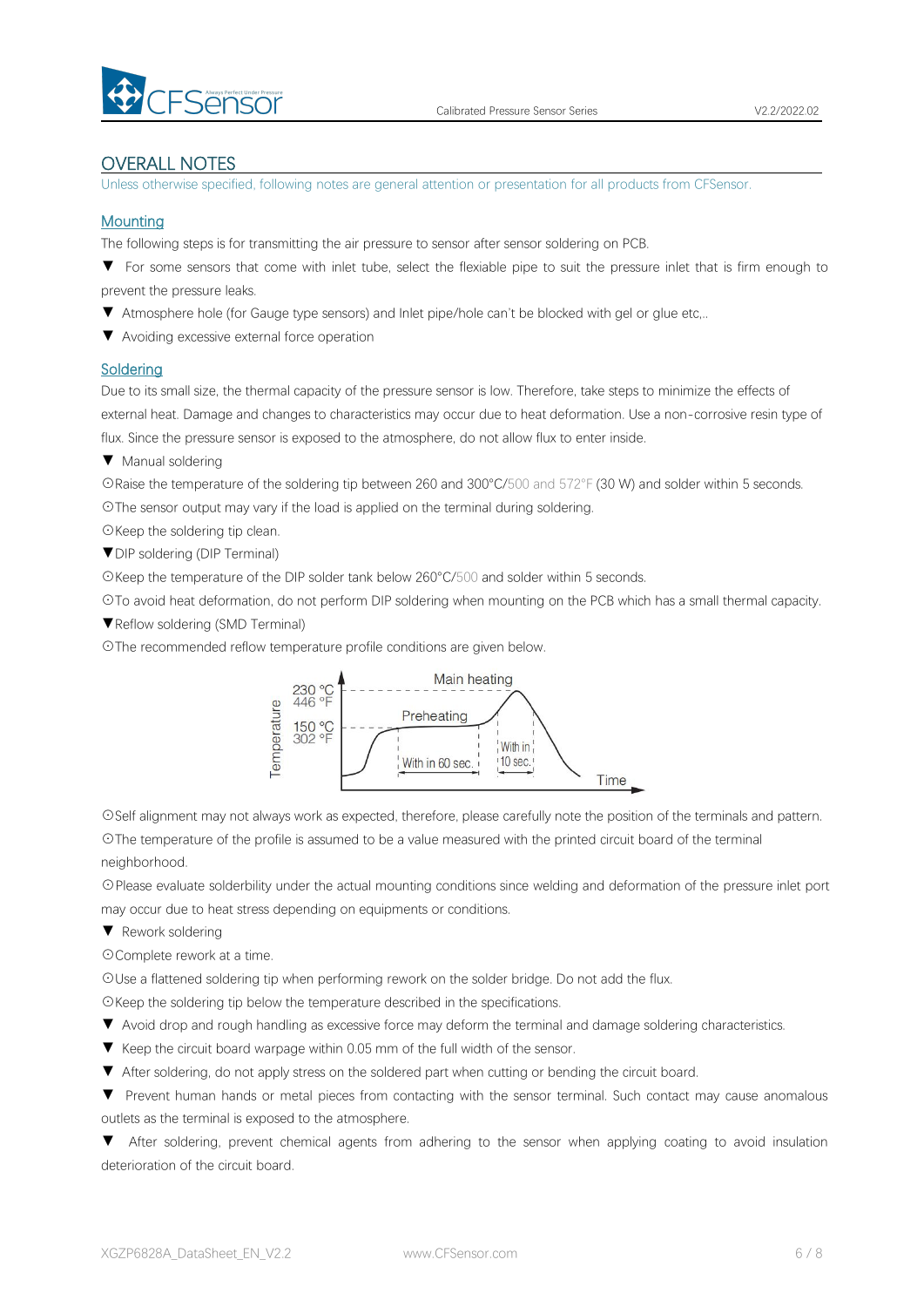## OVERALL NOTES

Unless otherwise specified, following notes are general attention or presentation for all products from CFSensor.

### Mounting

The following steps is for transmitting the air pressure to sensor after sensor soldering on PCB.

▼ For some sensors that come with inlet tube, select the flexiable pipe to suit the pressure inlet that is firm enough to prevent the pressure leaks.

▼ Atmosphere hole (for Gauge type sensors) and Inlet pipe/hole can't be blocked with gel or glue etc,..

▼ Avoiding excessive external force operation

### Soldering

Due to its small size, the thermal capacity of the pressure sensor is low. Therefore, take steps to minimize the effects of external heat. Damage and changes to characteristics may occur due to heat deformation. Use a non-corrosive resin type of flux. Since the pressure sensor is exposed to the atmosphere, do not allow flux to enter inside.

▼ Manual soldering

⊙Raise the temperature of the soldering tip between 260 and 300°C/500 and 572°F (30 W) and solder within 5 seconds.

⊙The sensor output may vary if the load is applied on the terminal during soldering.

⊙Keep the soldering tip clean.

▼DIP soldering (DIP Terminal)

⊙Keep the temperature of the DIP solder tank below 260°C/500 and solder within 5 seconds.

⊙To avoid heat deformation, do not perform DIP soldering when mounting on the PCB which has a small thermal capacity.

▼Reflow soldering (SMD Terminal)

⊙The recommended reflow temperature profile conditions are given below.

Temperature: 230 °C / 446 °F; 150 °C / 302 °F. Preheating: With in 60 sec. Main heating: With in 10 sec. Time

⊙Self alignment may not always work as expected, therefore, please carefully note the position of the terminals and pattern.

⊙The temperature of the profile is assumed to be a value measured with the printed circuit board of the terminal neighborhood.

⊙Please evaluate solderbility under the actual mounting conditions since welding and deformation of the pressure inlet port may occur due to heat stress depending on equipments or conditions.

▼ Rework soldering

⊙Complete rework at a time.

⊙Use a flattened soldering tip when performing rework on the solder bridge. Do not add the flux.

⊙Keep the soldering tip below the temperature described in the specifications.

▼ Avoid drop and rough handling as excessive force may deform the terminal and damage soldering characteristics.

▼ Keep the circuit board warpage within 0.05 mm of the full width of the sensor.

▼ After soldering, do not apply stress on the soldered part when cutting or bending the circuit board.

▼ Prevent human hands or metal pieces from contacting with the sensor terminal. Such contact may cause anomalous outlets as the terminal is exposed to the atmosphere.

▼ After soldering, prevent chemical agents from adhering to the sensor when applying coating to avoid insulation deterioration of the circuit board.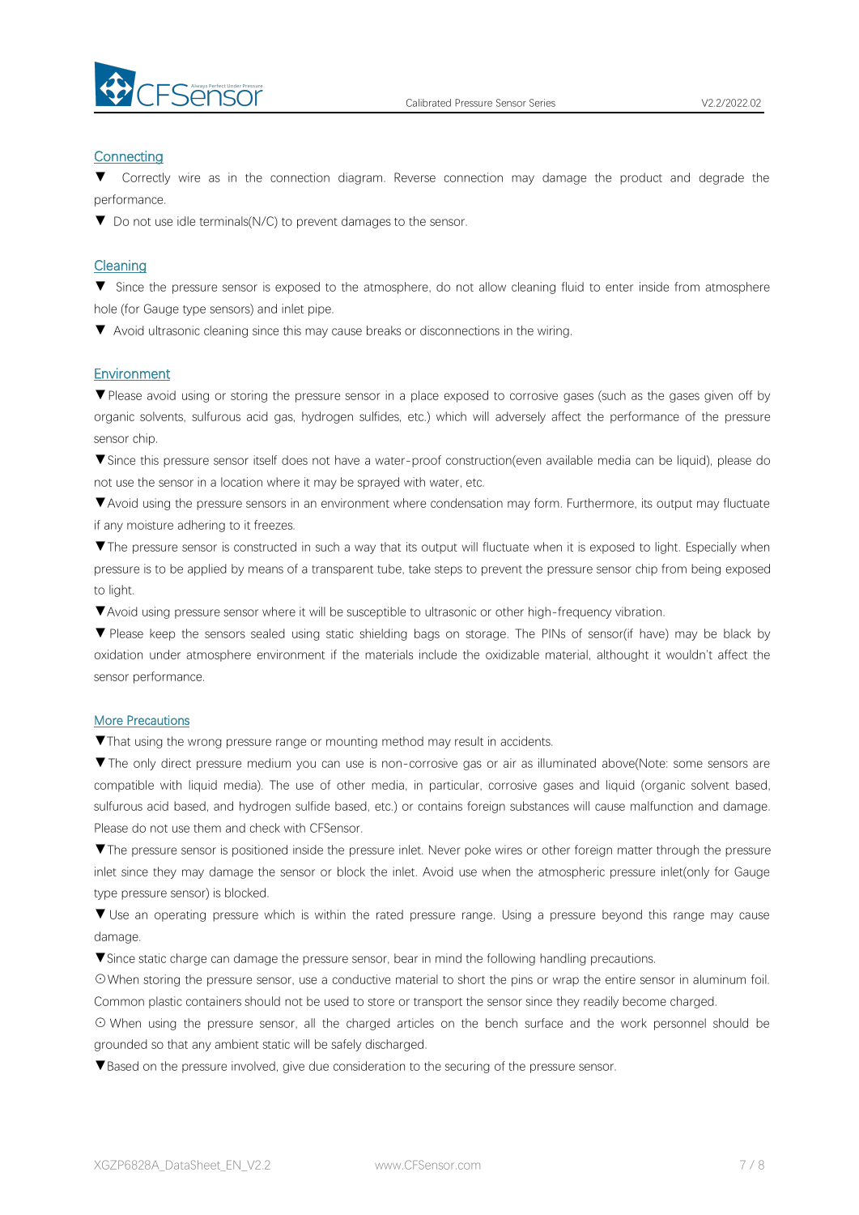## Connecting

▼ Correctly wire as in the connection diagram. Reverse connection may damage the product and degrade the performance.

▼ Do not use idle terminals(N/C) to prevent damages to the sensor.

## Cleaning

▼ Since the pressure sensor is exposed to the atmosphere, do not allow cleaning fluid to enter inside from atmosphere hole (for Gauge type sensors) and inlet pipe.

▼ Avoid ultrasonic cleaning since this may cause breaks or disconnections in the wiring.

## Environment

▼Please avoid using or storing the pressure sensor in a place exposed to corrosive gases (such as the gases given off by organic solvents, sulfurous acid gas, hydrogen sulfides, etc.) which will adversely affect the performance of the pressure sensor chip.

▼Since this pressure sensor itself does not have a water-proof construction(even available media can be liquid), please do not use the sensor in a location where it may be sprayed with water, etc.

▼Avoid using the pressure sensors in an environment where condensation may form. Furthermore, its output may fluctuate if any moisture adhering to it freezes.

▼The pressure sensor is constructed in such a way that its output will fluctuate when it is exposed to light. Especially when pressure is to be applied by means of a transparent tube, take steps to prevent the pressure sensor chip from being exposed to light.

▼Avoid using pressure sensor where it will be susceptible to ultrasonic or other high-frequency vibration.

▼ Please keep the sensors sealed using static shielding bags on storage. The PINs of sensor(if have) may be black by oxidation under atmosphere environment if the materials include the oxidizable material, althought it wouldn't affect the sensor performance.

## More Precautions

▼That using the wrong pressure range or mounting method may result in accidents.

▼The only direct pressure medium you can use is non-corrosive gas or air as illuminated above(Note: some sensors are compatible with liquid media). The use of other media, in particular, corrosive gases and liquid (organic solvent based, sulfurous acid based, and hydrogen sulfide based, etc.) or contains foreign substances will cause malfunction and damage. Please do not use them and check with CFSensor.

▼The pressure sensor is positioned inside the pressure inlet. Never poke wires or other foreign matter through the pressure inlet since they may damage the sensor or block the inlet. Avoid use when the atmospheric pressure inlet(only for Gauge type pressure sensor) is blocked.

▼ Use an operating pressure which is within the rated pressure range. Using a pressure beyond this range may cause damage.

▼Since static charge can damage the pressure sensor, bear in mind the following handling precautions.

⊙When storing the pressure sensor, use a conductive material to short the pins or wrap the entire sensor in aluminum foil. Common plastic containers should not be used to store or transport the sensor since they readily become charged.

⊙ When using the pressure sensor, all the charged articles on the bench surface and the work personnel should be grounded so that any ambient static will be safely discharged.

▼Based on the pressure involved, give due consideration to the securing of the pressure sensor.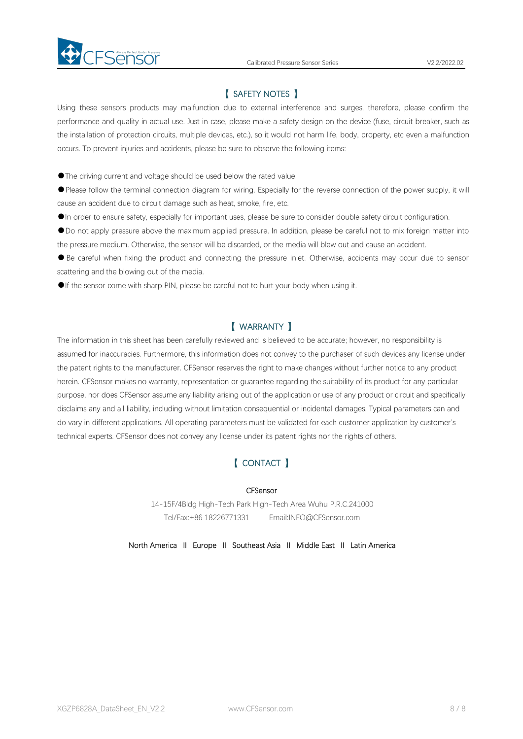## 【 SAFETY NOTES 】

Using these sensors products may malfunction due to external interference and surges, therefore, please confirm the performance and quality in actual use. Just in case, please make a safety design on the device (fuse, circuit breaker, such as the installation of protection circuits, multiple devices, etc.), so it would not harm life, body, property, etc even a malfunction occurs. To prevent injuries and accidents, please be sure to observe the following items:

- The driving current and voltage should be used below the rated value.
- Please follow the terminal connection diagram for wiring. Especially for the reverse connection of the power supply, it will cause an accident due to circuit damage such as heat, smoke, fire, etc.
- In order to ensure safety, especially for important uses, please be sure to consider double safety circuit configuration.
- Do not apply pressure above the maximum applied pressure. In addition, please be careful not to mix foreign matter into the pressure medium. Otherwise, the sensor will be discarded, or the media will blew out and cause an accident.
- Be careful when fixing the product and connecting the pressure inlet. Otherwise, accidents may occur due to sensor scattering and the blowing out of the media.
- If the sensor come with sharp PIN, please be careful not to hurt your body when using it.

## 【 WARRANTY 】

The information in this sheet has been carefully reviewed and is believed to be accurate; however, no responsibility is assumed for inaccuracies. Furthermore, this information does not convey to the purchaser of such devices any license under the patent rights to the manufacturer. CFSensor reserves the right to make changes without further notice to any product herein. CFSensor makes no warranty, representation or guarantee regarding the suitability of its product for any particular purpose, nor does CFSensor assume any liability arising out of the application or use of any product or circuit and specifically disclaims any and all liability, including without limitation consequential or incidental damages. Typical parameters can and do vary in different applications. All operating parameters must be validated for each customer application by customer's technical experts. CFSensor does not convey any license under its patent rights nor the rights of others.

## 【 CONTACT 】

CFSensor

14-15F/4Bldg High-Tech Park High-Tech Area Wuhu P.R.C.241000

Tel/Fax:+86 18226771331 Email:INFO@CFSensor.com

North America II Europe II Southeast Asia II Middle East II Latin America